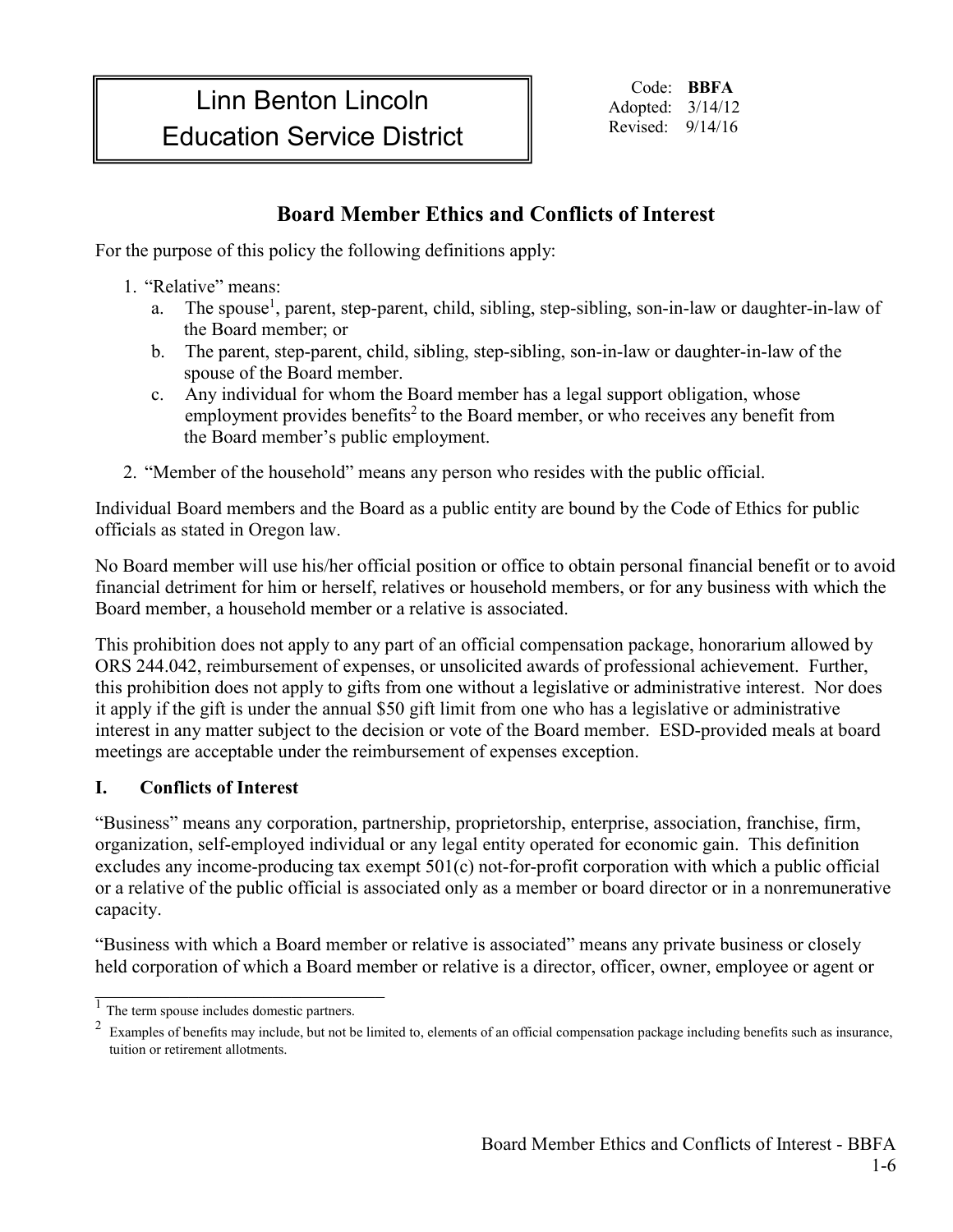# Linn Benton Lincoln Education Service District

Code: **BBFA**
Adopted: 3/14/12
Revised: 9/14/16

## Board Member Ethics and Conflicts of Interest

For the purpose of this policy the following definitions apply:

1. "Relative" means:
   a. The spouse[1], parent, step-parent, child, sibling, step-sibling, son-in-law or daughter-in-law of the Board member; or
   b. The parent, step-parent, child, sibling, step-sibling, son-in-law or daughter-in-law of the spouse of the Board member.
   c. Any individual for whom the Board member has a legal support obligation, whose employment provides benefits[2] to the Board member, or who receives any benefit from the Board member's public employment.
2. "Member of the household" means any person who resides with the public official.

Individual Board members and the Board as a public entity are bound by the Code of Ethics for public officials as stated in Oregon law.

No Board member will use his/her official position or office to obtain personal financial benefit or to avoid financial detriment for him or herself, relatives or household members, or for any business with which the Board member, a household member or a relative is associated.

This prohibition does not apply to any part of an official compensation package, honorarium allowed by ORS 244.042, reimbursement of expenses, or unsolicited awards of professional achievement. Further, this prohibition does not apply to gifts from one without a legislative or administrative interest. Nor does it apply if the gift is under the annual $50 gift limit from one who has a legislative or administrative interest in any matter subject to the decision or vote of the Board member. ESD-provided meals at board meetings are acceptable under the reimbursement of expenses exception.

### I. Conflicts of Interest

"Business" means any corporation, partnership, proprietorship, enterprise, association, franchise, firm, organization, self-employed individual or any legal entity operated for economic gain. This definition excludes any income-producing tax exempt 501(c) not-for-profit corporation with which a public official or a relative of the public official is associated only as a member or board director or in a nonremunerative capacity.

"Business with which a Board member or relative is associated" means any private business or closely held corporation of which a Board member or relative is a director, officer, owner, employee or agent or

---

[1] The term spouse includes domestic partners.

[2] Examples of benefits may include, but not be limited to, elements of an official compensation package including benefits such as insurance, tuition or retirement allotments.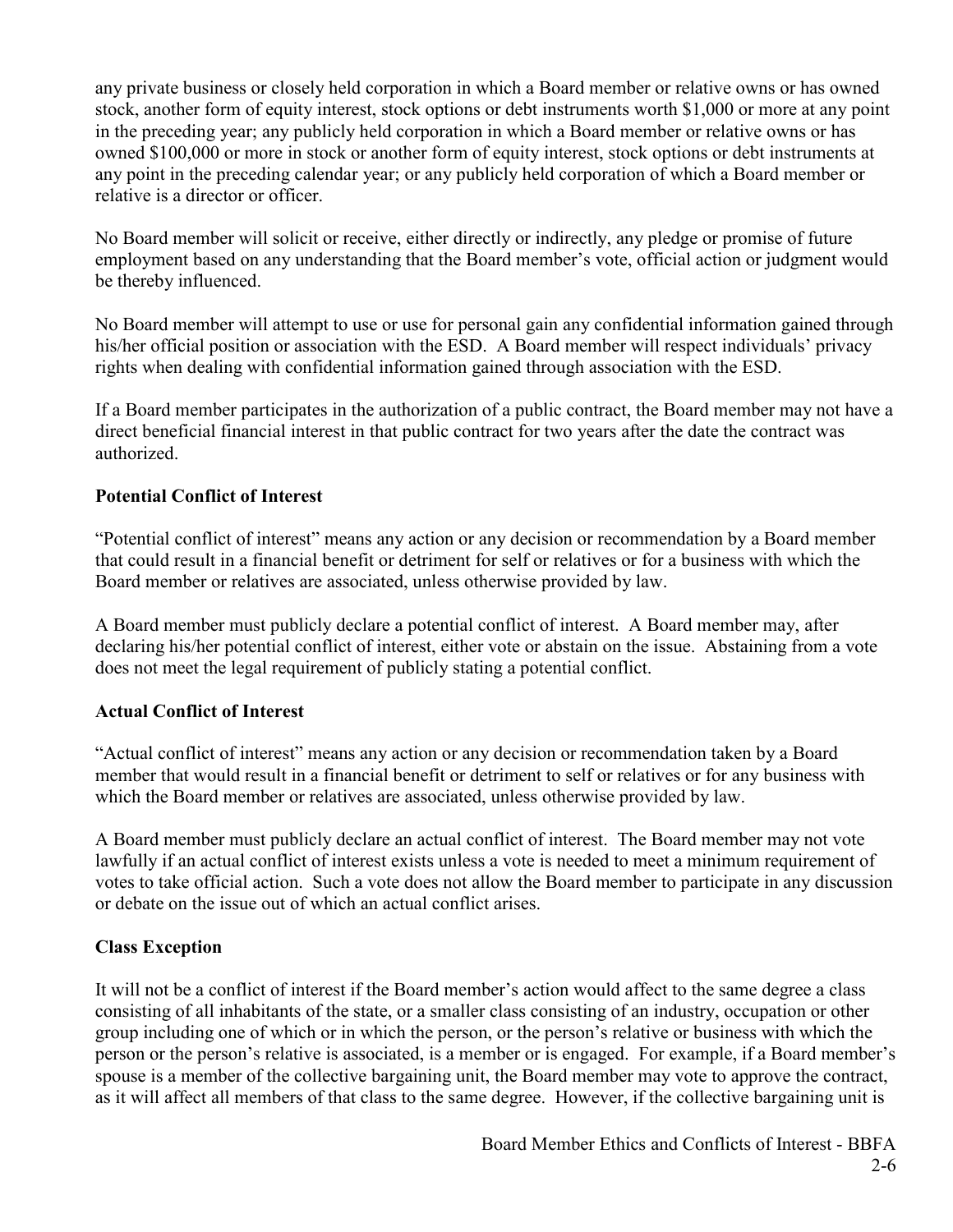any private business or closely held corporation in which a Board member or relative owns or has owned stock, another form of equity interest, stock options or debt instruments worth $1,000 or more at any point in the preceding year; any publicly held corporation in which a Board member or relative owns or has owned $100,000 or more in stock or another form of equity interest, stock options or debt instruments at any point in the preceding calendar year; or any publicly held corporation of which a Board member or relative is a director or officer.

No Board member will solicit or receive, either directly or indirectly, any pledge or promise of future employment based on any understanding that the Board member's vote, official action or judgment would be thereby influenced.

No Board member will attempt to use or use for personal gain any confidential information gained through his/her official position or association with the ESD. A Board member will respect individuals' privacy rights when dealing with confidential information gained through association with the ESD.

If a Board member participates in the authorization of a public contract, the Board member may not have a direct beneficial financial interest in that public contract for two years after the date the contract was authorized.

### Potential Conflict of Interest

"Potential conflict of interest" means any action or any decision or recommendation by a Board member that could result in a financial benefit or detriment for self or relatives or for a business with which the Board member or relatives are associated, unless otherwise provided by law.

A Board member must publicly declare a potential conflict of interest. A Board member may, after declaring his/her potential conflict of interest, either vote or abstain on the issue. Abstaining from a vote does not meet the legal requirement of publicly stating a potential conflict.

### Actual Conflict of Interest

"Actual conflict of interest" means any action or any decision or recommendation taken by a Board member that would result in a financial benefit or detriment to self or relatives or for any business with which the Board member or relatives are associated, unless otherwise provided by law.

A Board member must publicly declare an actual conflict of interest. The Board member may not vote lawfully if an actual conflict of interest exists unless a vote is needed to meet a minimum requirement of votes to take official action. Such a vote does not allow the Board member to participate in any discussion or debate on the issue out of which an actual conflict arises.

### Class Exception

It will not be a conflict of interest if the Board member's action would affect to the same degree a class consisting of all inhabitants of the state, or a smaller class consisting of an industry, occupation or other group including one of which or in which the person, or the person's relative or business with which the person or the person's relative is associated, is a member or is engaged. For example, if a Board member's spouse is a member of the collective bargaining unit, the Board member may vote to approve the contract, as it will affect all members of that class to the same degree. However, if the collective bargaining unit is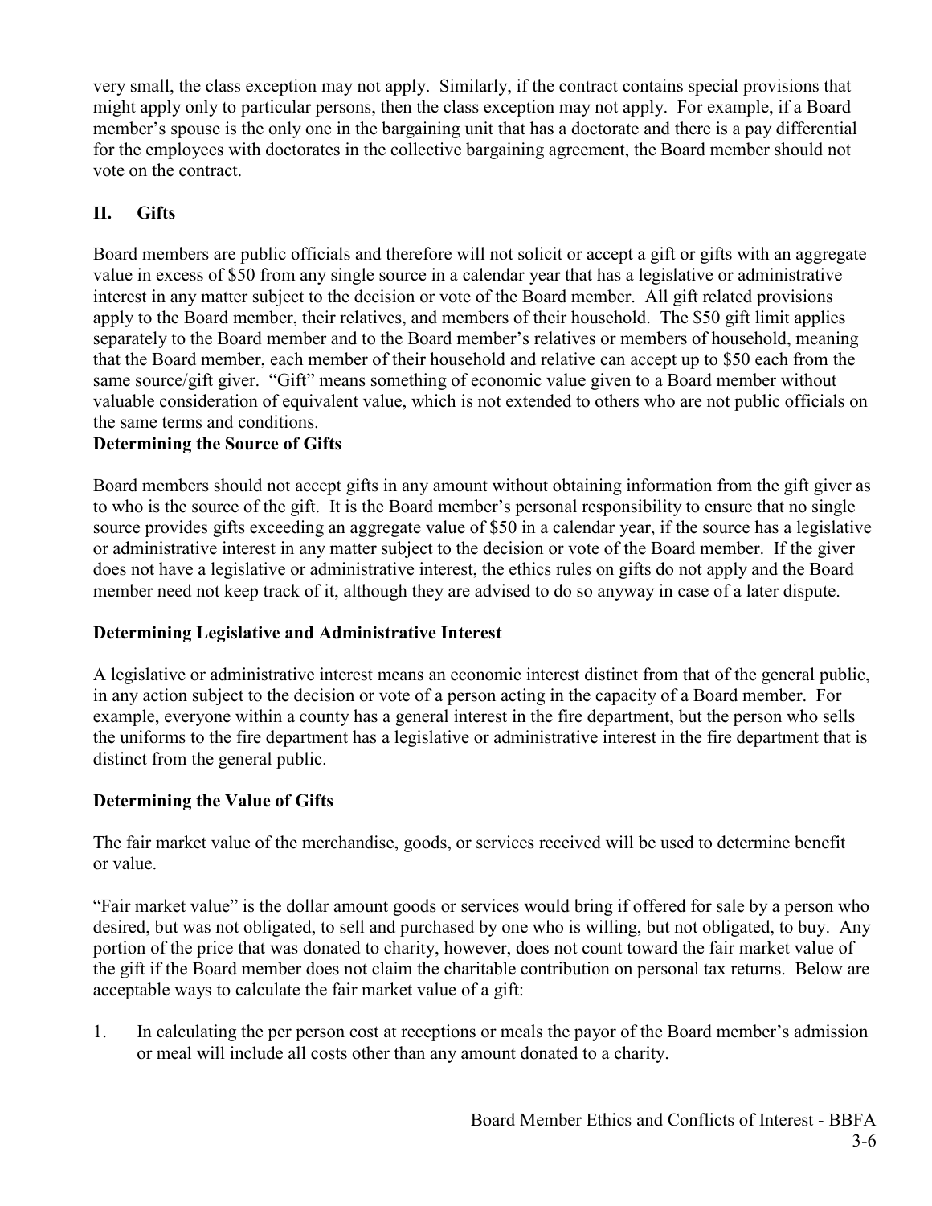very small, the class exception may not apply. Similarly, if the contract contains special provisions that might apply only to particular persons, then the class exception may not apply. For example, if a Board member's spouse is the only one in the bargaining unit that has a doctorate and there is a pay differential for the employees with doctorates in the collective bargaining agreement, the Board member should not vote on the contract.

## II. Gifts

Board members are public officials and therefore will not solicit or accept a gift or gifts with an aggregate value in excess of $50 from any single source in a calendar year that has a legislative or administrative interest in any matter subject to the decision or vote of the Board member. All gift related provisions apply to the Board member, their relatives, and members of their household. The $50 gift limit applies separately to the Board member and to the Board member's relatives or members of household, meaning that the Board member, each member of their household and relative can accept up to $50 each from the same source/gift giver. "Gift" means something of economic value given to a Board member without valuable consideration of equivalent value, which is not extended to others who are not public officials on the same terms and conditions.

### Determining the Source of Gifts

Board members should not accept gifts in any amount without obtaining information from the gift giver as to who is the source of the gift. It is the Board member's personal responsibility to ensure that no single source provides gifts exceeding an aggregate value of $50 in a calendar year, if the source has a legislative or administrative interest in any matter subject to the decision or vote of the Board member. If the giver does not have a legislative or administrative interest, the ethics rules on gifts do not apply and the Board member need not keep track of it, although they are advised to do so anyway in case of a later dispute.

### Determining Legislative and Administrative Interest

A legislative or administrative interest means an economic interest distinct from that of the general public, in any action subject to the decision or vote of a person acting in the capacity of a Board member. For example, everyone within a county has a general interest in the fire department, but the person who sells the uniforms to the fire department has a legislative or administrative interest in the fire department that is distinct from the general public.

### Determining the Value of Gifts

The fair market value of the merchandise, goods, or services received will be used to determine benefit or value.

"Fair market value" is the dollar amount goods or services would bring if offered for sale by a person who desired, but was not obligated, to sell and purchased by one who is willing, but not obligated, to buy. Any portion of the price that was donated to charity, however, does not count toward the fair market value of the gift if the Board member does not claim the charitable contribution on personal tax returns. Below are acceptable ways to calculate the fair market value of a gift:

1. In calculating the per person cost at receptions or meals the payor of the Board member's admission or meal will include all costs other than any amount donated to a charity.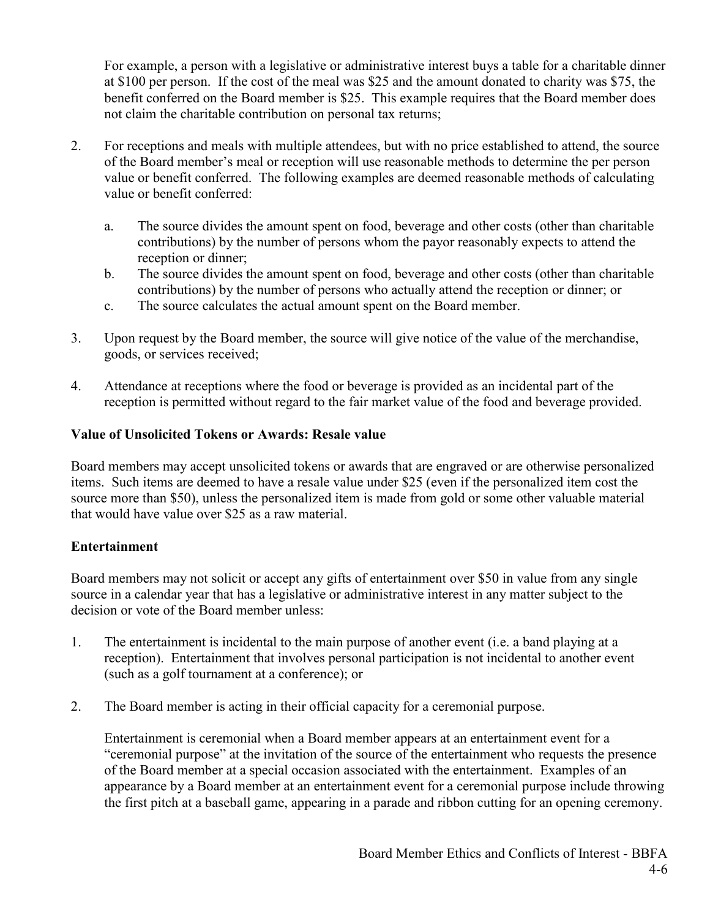For example, a person with a legislative or administrative interest buys a table for a charitable dinner at $100 per person. If the cost of the meal was $25 and the amount donated to charity was $75, the benefit conferred on the Board member is $25. This example requires that the Board member does not claim the charitable contribution on personal tax returns;

2. For receptions and meals with multiple attendees, but with no price established to attend, the source of the Board member's meal or reception will use reasonable methods to determine the per person value or benefit conferred. The following examples are deemed reasonable methods of calculating value or benefit conferred:

   a. The source divides the amount spent on food, beverage and other costs (other than charitable contributions) by the number of persons whom the payor reasonably expects to attend the reception or dinner;
   b. The source divides the amount spent on food, beverage and other costs (other than charitable contributions) by the number of persons who actually attend the reception or dinner; or
   c. The source calculates the actual amount spent on the Board member.

3. Upon request by the Board member, the source will give notice of the value of the merchandise, goods, or services received;

4. Attendance at receptions where the food or beverage is provided as an incidental part of the reception is permitted without regard to the fair market value of the food and beverage provided.

**Value of Unsolicited Tokens or Awards: Resale value**

Board members may accept unsolicited tokens or awards that are engraved or are otherwise personalized items. Such items are deemed to have a resale value under $25 (even if the personalized item cost the source more than $50), unless the personalized item is made from gold or some other valuable material that would have value over $25 as a raw material.

**Entertainment**

Board members may not solicit or accept any gifts of entertainment over $50 in value from any single source in a calendar year that has a legislative or administrative interest in any matter subject to the decision or vote of the Board member unless:

1. The entertainment is incidental to the main purpose of another event (i.e. a band playing at a reception). Entertainment that involves personal participation is not incidental to another event (such as a golf tournament at a conference); or

2. The Board member is acting in their official capacity for a ceremonial purpose.

   Entertainment is ceremonial when a Board member appears at an entertainment event for a "ceremonial purpose" at the invitation of the source of the entertainment who requests the presence of the Board member at a special occasion associated with the entertainment. Examples of an appearance by a Board member at an entertainment event for a ceremonial purpose include throwing the first pitch at a baseball game, appearing in a parade and ribbon cutting for an opening ceremony.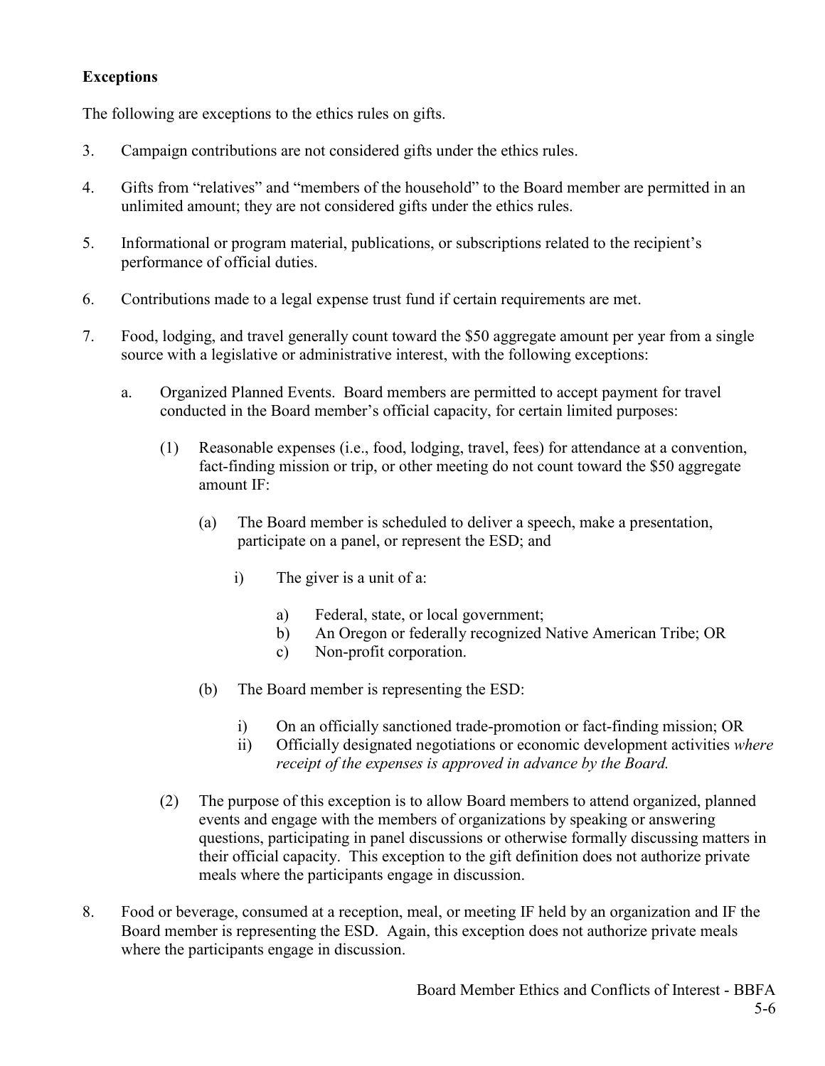**Exceptions**

The following are exceptions to the ethics rules on gifts.

3. Campaign contributions are not considered gifts under the ethics rules.

4. Gifts from "relatives" and "members of the household" to the Board member are permitted in an unlimited amount; they are not considered gifts under the ethics rules.

5. Informational or program material, publications, or subscriptions related to the recipient's performance of official duties.

6. Contributions made to a legal expense trust fund if certain requirements are met.

7. Food, lodging, and travel generally count toward the $50 aggregate amount per year from a single source with a legislative or administrative interest, with the following exceptions:

    a. Organized Planned Events. Board members are permitted to accept payment for travel conducted in the Board member's official capacity, for certain limited purposes:

        (1) Reasonable expenses (i.e., food, lodging, travel, fees) for attendance at a convention, fact-finding mission or trip, or other meeting do not count toward the $50 aggregate amount IF:

            (a) The Board member is scheduled to deliver a speech, make a presentation, participate on a panel, or represent the ESD; and

                i) The giver is a unit of a:

                    a) Federal, state, or local government;
                    b) An Oregon or federally recognized Native American Tribe; OR
                    c) Non-profit corporation.

            (b) The Board member is representing the ESD:

                i) On an officially sanctioned trade-promotion or fact-finding mission; OR
                ii) Officially designated negotiations or economic development activities *where receipt of the expenses is approved in advance by the Board.*

        (2) The purpose of this exception is to allow Board members to attend organized, planned events and engage with the members of organizations by speaking or answering questions, participating in panel discussions or otherwise formally discussing matters in their official capacity. This exception to the gift definition does not authorize private meals where the participants engage in discussion.

8. Food or beverage, consumed at a reception, meal, or meeting IF held by an organization and IF the Board member is representing the ESD. Again, this exception does not authorize private meals where the participants engage in discussion.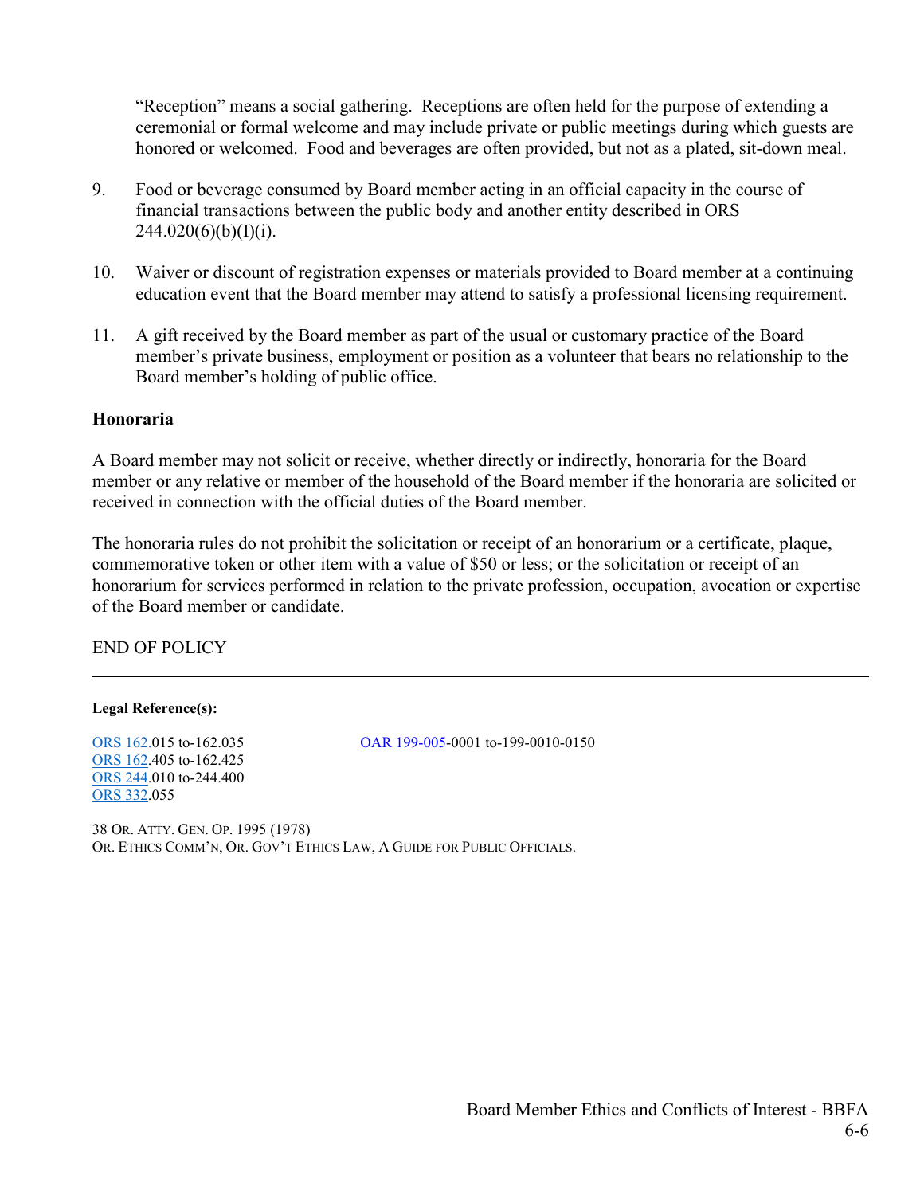"Reception" means a social gathering. Receptions are often held for the purpose of extending a ceremonial or formal welcome and may include private or public meetings during which guests are honored or welcomed. Food and beverages are often provided, but not as a plated, sit-down meal.

9. Food or beverage consumed by Board member acting in an official capacity in the course of financial transactions between the public body and another entity described in ORS 244.020(6)(b)(I)(i).

10. Waiver or discount of registration expenses or materials provided to Board member at a continuing education event that the Board member may attend to satisfy a professional licensing requirement.

11. A gift received by the Board member as part of the usual or customary practice of the Board member's private business, employment or position as a volunteer that bears no relationship to the Board member's holding of public office.

**Honoraria**

A Board member may not solicit or receive, whether directly or indirectly, honoraria for the Board member or any relative or member of the household of the Board member if the honoraria are solicited or received in connection with the official duties of the Board member.

The honoraria rules do not prohibit the solicitation or receipt of an honorarium or a certificate, plaque, commemorative token or other item with a value of $50 or less; or the solicitation or receipt of an honorarium for services performed in relation to the private profession, occupation, avocation or expertise of the Board member or candidate.

END OF POLICY

---

**Legal Reference(s):**

ORS 162.015 to-162.035
ORS 162.405 to-162.425
ORS 244.010 to-244.400
ORS 332.055

OAR 199-005-0001 to-199-0010-0150

38 OR. ATTY. GEN. OP. 1995 (1978)
OR. ETHICS COMM'N, OR. GOV'T ETHICS LAW, A GUIDE FOR PUBLIC OFFICIALS.